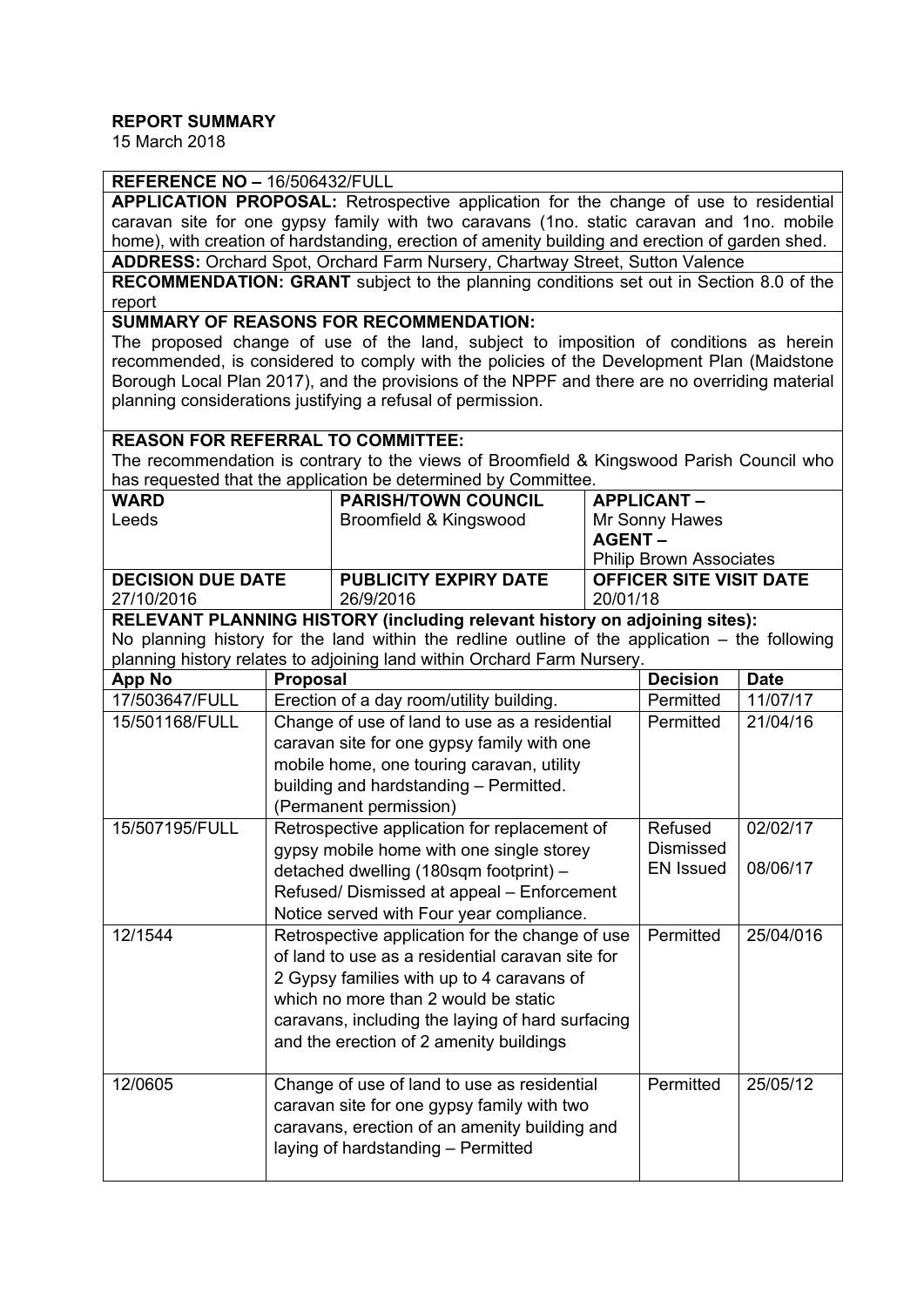**REPORT SUMMARY**

15 March 2018

**REFERENCE NO –** 16/506432/FULL

**APPLICATION PROPOSAL:** Retrospective application for the change of use to residential caravan site for one gypsy family with two caravans (1no. static caravan and 1no. mobile home), with creation of hardstanding, erection of amenity building and erection of garden shed.

**ADDRESS:** Orchard Spot, Orchard Farm Nursery, Chartway Street, Sutton Valence

**RECOMMENDATION: GRANT** subject to the planning conditions set out in Section 8.0 of the report

**SUMMARY OF REASONS FOR RECOMMENDATION:**

The proposed change of use of the land, subject to imposition of conditions as herein recommended, is considered to comply with the policies of the Development Plan (Maidstone Borough Local Plan 2017), and the provisions of the NPPF and there are no overriding material planning considerations justifying a refusal of permission.

**REASON FOR REFERRAL TO COMMITTEE:**

The recommendation is contrary to the views of Broomfield & Kingswood Parish Council who has requested that the application be determined by Committee.

| **WARD** | **PARISH/TOWN COUNCIL** | **APPLICANT –** |
|---|---|---|
| Leeds | Broomfield & Kingswood | Mr Sonny Hawes<br>**AGENT –**<br>Philip Brown Associates |
| **DECISION DUE DATE** | **PUBLICITY EXPIRY DATE** | **OFFICER SITE VISIT DATE** |
| 27/10/2016 | 26/9/2016 | 20/01/18 |

**RELEVANT PLANNING HISTORY (including relevant history on adjoining sites):**

No planning history for the land within the redline outline of the application – the following planning history relates to adjoining land within Orchard Farm Nursery.

| App No | Proposal | Decision | Date |
|---|---|---|---|
| 17/503647/FULL | Erection of a day room/utility building. | Permitted | 11/07/17 |
| 15/501168/FULL | Change of use of land to use as a residential caravan site for one gypsy family with one mobile home, one touring caravan, utility building and hardstanding – Permitted. (Permanent permission) | Permitted | 21/04/16 |
| 15/507195/FULL | Retrospective application for replacement of gypsy mobile home with one single storey detached dwelling (180sqm footprint) – Refused/ Dismissed at appeal – Enforcement Notice served with Four year compliance. | Refused<br>Dismissed<br>EN Issued | 02/02/17<br><br>08/06/17 |
| 12/1544 | Retrospective application for the change of use of land to use as a residential caravan site for 2 Gypsy families with up to 4 caravans of which no more than 2 would be static caravans, including the laying of hard surfacing and the erection of 2 amenity buildings | Permitted | 25/04/016 |
| 12/0605 | Change of use of land to use as residential caravan site for one gypsy family with two caravans, erection of an amenity building and laying of hardstanding – Permitted | Permitted | 25/05/12 |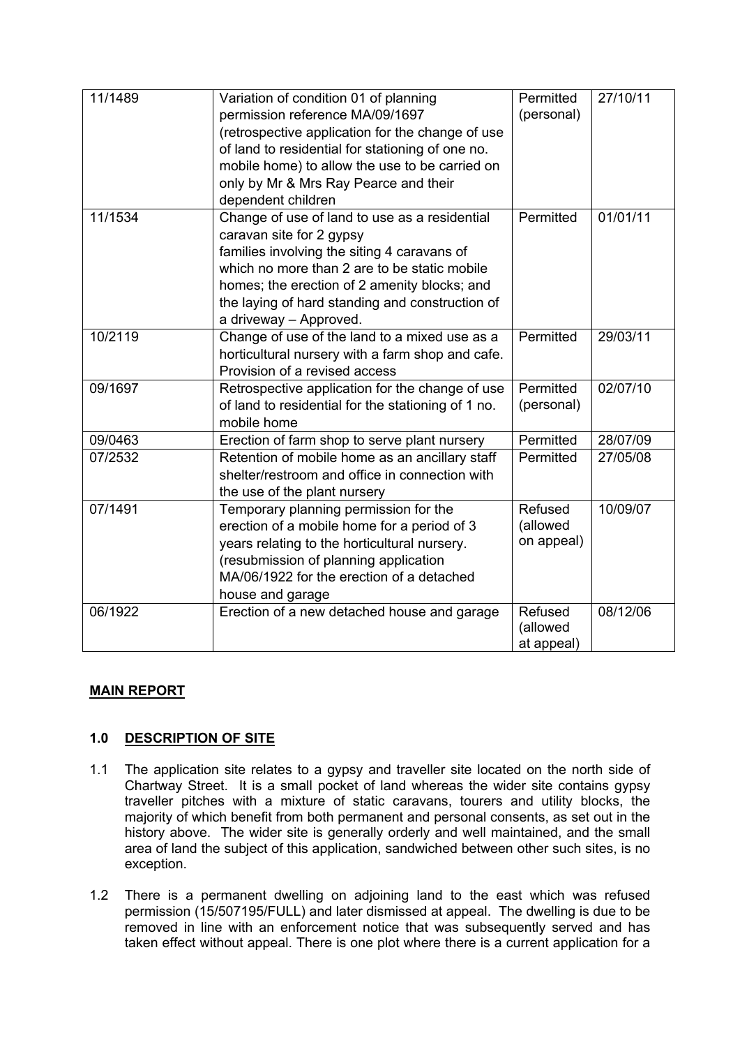| | | | |
|---|---|---|---|
| 11/1489 | Variation of condition 01 of planning permission reference MA/09/1697 (retrospective application for the change of use of land to residential for stationing of one no. mobile home) to allow the use to be carried on only by Mr & Mrs Ray Pearce and their dependent children | Permitted (personal) | 27/10/11 |
| 11/1534 | Change of use of land to use as a residential caravan site for 2 gypsy families involving the siting 4 caravans of which no more than 2 are to be static mobile homes; the erection of 2 amenity blocks; and the laying of hard standing and construction of a driveway – Approved. | Permitted | 01/01/11 |
| 10/2119 | Change of use of the land to a mixed use as a horticultural nursery with a farm shop and cafe. Provision of a revised access | Permitted | 29/03/11 |
| 09/1697 | Retrospective application for the change of use of land to residential for the stationing of 1 no. mobile home | Permitted (personal) | 02/07/10 |
| 09/0463 | Erection of farm shop to serve plant nursery | Permitted | 28/07/09 |
| 07/2532 | Retention of mobile home as an ancillary staff shelter/restroom and office in connection with the use of the plant nursery | Permitted | 27/05/08 |
| 07/1491 | Temporary planning permission for the erection of a mobile home for a period of 3 years relating to the horticultural nursery. (resubmission of planning application MA/06/1922 for the erection of a detached house and garage | Refused (allowed on appeal) | 10/09/07 |
| 06/1922 | Erection of a new detached house and garage | Refused (allowed at appeal) | 08/12/06 |

## MAIN REPORT

### 1.0 DESCRIPTION OF SITE

1.1 The application site relates to a gypsy and traveller site located on the north side of Chartway Street. It is a small pocket of land whereas the wider site contains gypsy traveller pitches with a mixture of static caravans, tourers and utility blocks, the majority of which benefit from both permanent and personal consents, as set out in the history above. The wider site is generally orderly and well maintained, and the small area of land the subject of this application, sandwiched between other such sites, is no exception.

1.2 There is a permanent dwelling on adjoining land to the east which was refused permission (15/507195/FULL) and later dismissed at appeal. The dwelling is due to be removed in line with an enforcement notice that was subsequently served and has taken effect without appeal. There is one plot where there is a current application for a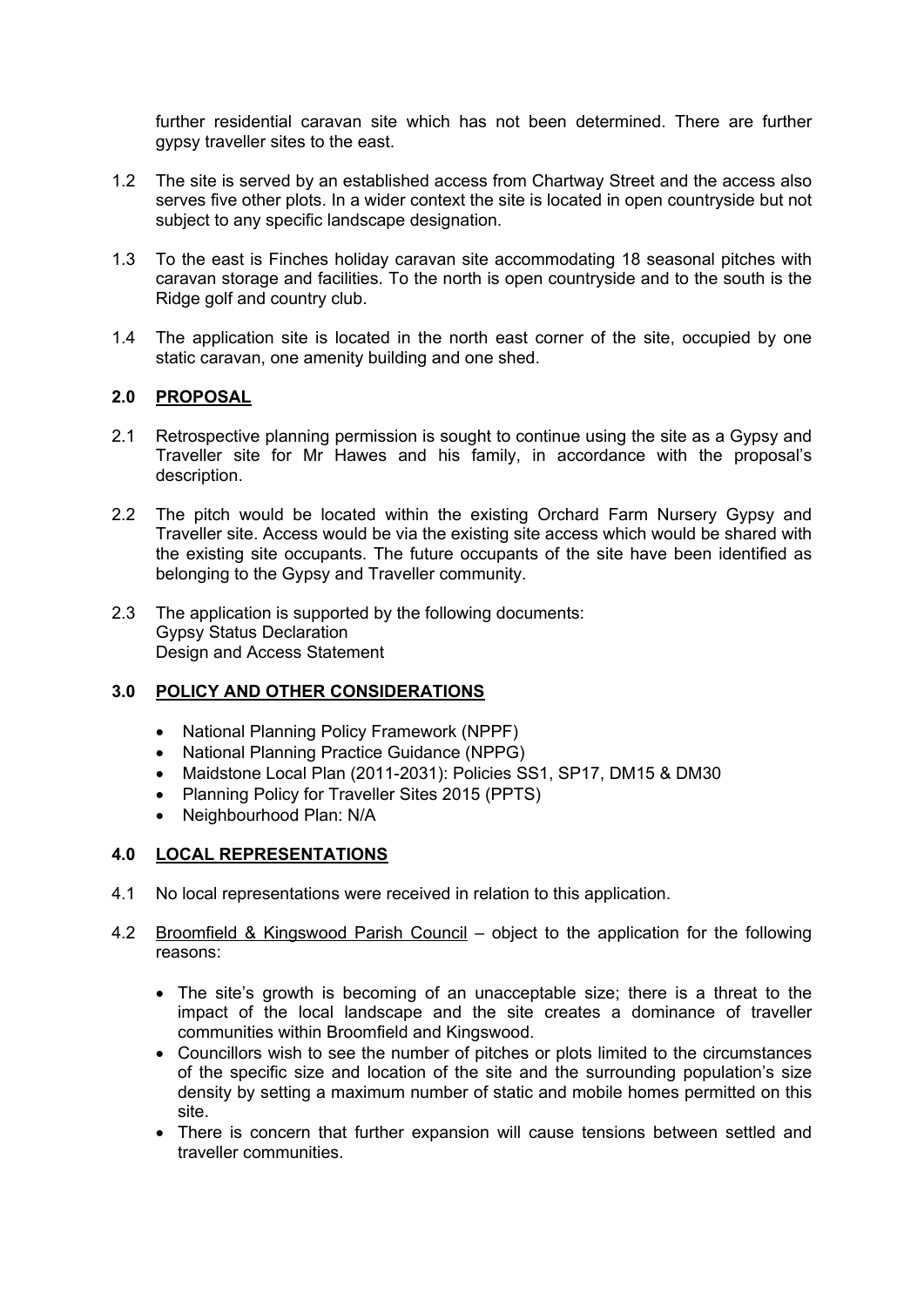further residential caravan site which has not been determined. There are further gypsy traveller sites to the east.

1.2 The site is served by an established access from Chartway Street and the access also serves five other plots. In a wider context the site is located in open countryside but not subject to any specific landscape designation.

1.3 To the east is Finches holiday caravan site accommodating 18 seasonal pitches with caravan storage and facilities. To the north is open countryside and to the south is the Ridge golf and country club.

1.4 The application site is located in the north east corner of the site, occupied by one static caravan, one amenity building and one shed.

## 2.0 PROPOSAL

2.1 Retrospective planning permission is sought to continue using the site as a Gypsy and Traveller site for Mr Hawes and his family, in accordance with the proposal's description.

2.2 The pitch would be located within the existing Orchard Farm Nursery Gypsy and Traveller site. Access would be via the existing site access which would be shared with the existing site occupants. The future occupants of the site have been identified as belonging to the Gypsy and Traveller community.

2.3 The application is supported by the following documents:
Gypsy Status Declaration
Design and Access Statement

## 3.0 POLICY AND OTHER CONSIDERATIONS

- National Planning Policy Framework (NPPF)
- National Planning Practice Guidance (NPPG)
- Maidstone Local Plan (2011-2031): Policies SS1, SP17, DM15 & DM30
- Planning Policy for Traveller Sites 2015 (PPTS)
- Neighbourhood Plan: N/A

## 4.0 LOCAL REPRESENTATIONS

4.1 No local representations were received in relation to this application.

4.2 Broomfield & Kingswood Parish Council – object to the application for the following reasons:

- The site's growth is becoming of an unacceptable size; there is a threat to the impact of the local landscape and the site creates a dominance of traveller communities within Broomfield and Kingswood.
- Councillors wish to see the number of pitches or plots limited to the circumstances of the specific size and location of the site and the surrounding population's size density by setting a maximum number of static and mobile homes permitted on this site.
- There is concern that further expansion will cause tensions between settled and traveller communities.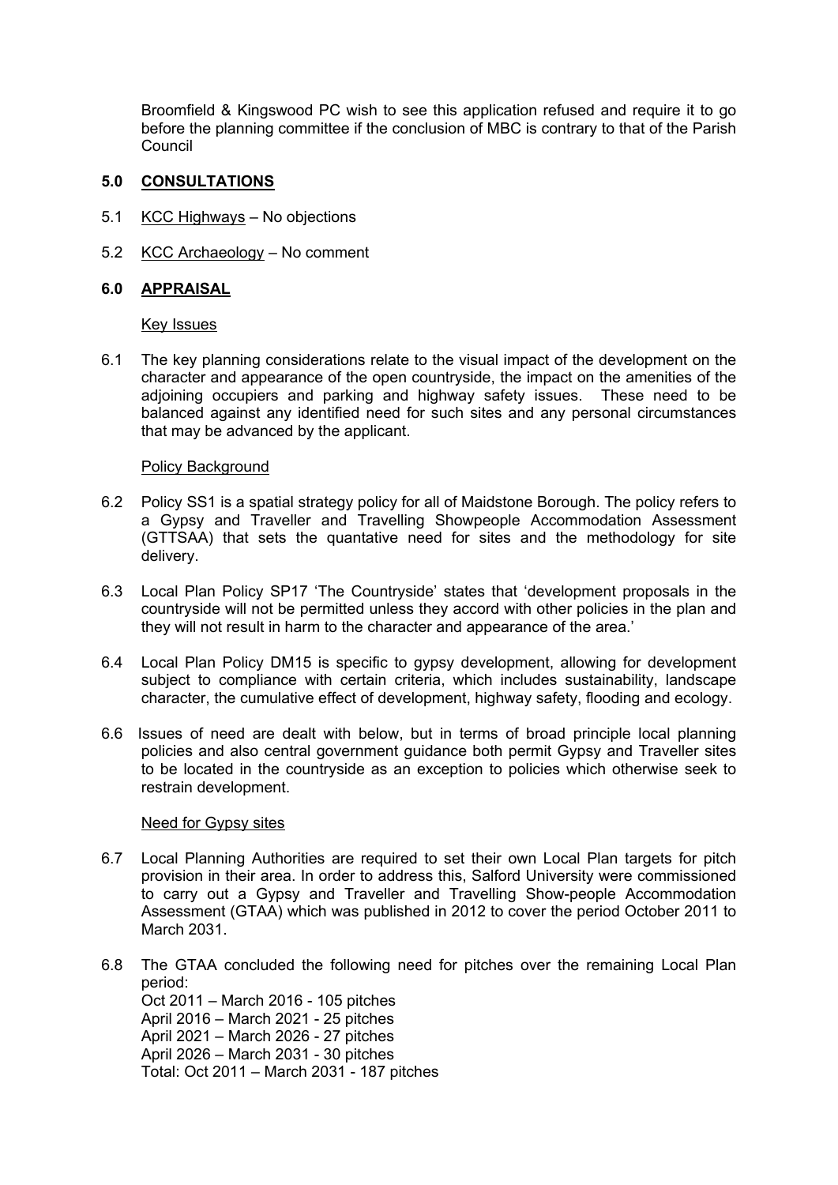Broomfield & Kingswood PC wish to see this application refused and require it to go before the planning committee if the conclusion of MBC is contrary to that of the Parish Council

## 5.0 CONSULTATIONS

5.1 KCC Highways – No objections

5.2 KCC Archaeology – No comment

## 6.0 APPRAISAL

### Key Issues

6.1 The key planning considerations relate to the visual impact of the development on the character and appearance of the open countryside, the impact on the amenities of the adjoining occupiers and parking and highway safety issues. These need to be balanced against any identified need for such sites and any personal circumstances that may be advanced by the applicant.

### Policy Background

6.2 Policy SS1 is a spatial strategy policy for all of Maidstone Borough. The policy refers to a Gypsy and Traveller and Travelling Showpeople Accommodation Assessment (GTTSAA) that sets the quantative need for sites and the methodology for site delivery.

6.3 Local Plan Policy SP17 'The Countryside' states that 'development proposals in the countryside will not be permitted unless they accord with other policies in the plan and they will not result in harm to the character and appearance of the area.'

6.4 Local Plan Policy DM15 is specific to gypsy development, allowing for development subject to compliance with certain criteria, which includes sustainability, landscape character, the cumulative effect of development, highway safety, flooding and ecology.

6.6 Issues of need are dealt with below, but in terms of broad principle local planning policies and also central government guidance both permit Gypsy and Traveller sites to be located in the countryside as an exception to policies which otherwise seek to restrain development.

### Need for Gypsy sites

6.7 Local Planning Authorities are required to set their own Local Plan targets for pitch provision in their area. In order to address this, Salford University were commissioned to carry out a Gypsy and Traveller and Travelling Show-people Accommodation Assessment (GTAA) which was published in 2012 to cover the period October 2011 to March 2031.

6.8 The GTAA concluded the following need for pitches over the remaining Local Plan period:
Oct 2011 – March 2016 - 105 pitches
April 2016 – March 2021 - 25 pitches
April 2021 – March 2026 - 27 pitches
April 2026 – March 2031 - 30 pitches
Total: Oct 2011 – March 2031 - 187 pitches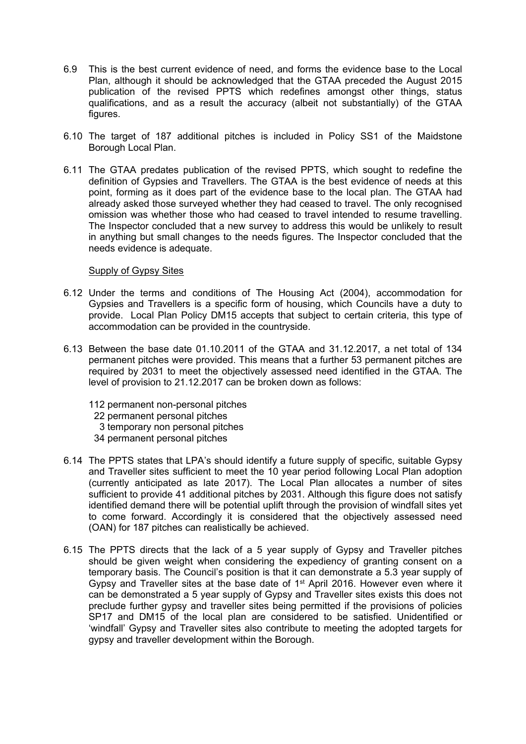6.9 This is the best current evidence of need, and forms the evidence base to the Local Plan, although it should be acknowledged that the GTAA preceded the August 2015 publication of the revised PPTS which redefines amongst other things, status qualifications, and as a result the accuracy (albeit not substantially) of the GTAA figures.

6.10 The target of 187 additional pitches is included in Policy SS1 of the Maidstone Borough Local Plan.

6.11 The GTAA predates publication of the revised PPTS, which sought to redefine the definition of Gypsies and Travellers. The GTAA is the best evidence of needs at this point, forming as it does part of the evidence base to the local plan. The GTAA had already asked those surveyed whether they had ceased to travel. The only recognised omission was whether those who had ceased to travel intended to resume travelling. The Inspector concluded that a new survey to address this would be unlikely to result in anything but small changes to the needs figures. The Inspector concluded that the needs evidence is adequate.

Supply of Gypsy Sites

6.12 Under the terms and conditions of The Housing Act (2004), accommodation for Gypsies and Travellers is a specific form of housing, which Councils have a duty to provide. Local Plan Policy DM15 accepts that subject to certain criteria, this type of accommodation can be provided in the countryside.

6.13 Between the base date 01.10.2011 of the GTAA and 31.12.2017, a net total of 134 permanent pitches were provided. This means that a further 53 permanent pitches are required by 2031 to meet the objectively assessed need identified in the GTAA. The level of provision to 21.12.2017 can be broken down as follows:

112 permanent non-personal pitches
22 permanent personal pitches
3 temporary non personal pitches
34 permanent personal pitches

6.14 The PPTS states that LPA's should identify a future supply of specific, suitable Gypsy and Traveller sites sufficient to meet the 10 year period following Local Plan adoption (currently anticipated as late 2017). The Local Plan allocates a number of sites sufficient to provide 41 additional pitches by 2031. Although this figure does not satisfy identified demand there will be potential uplift through the provision of windfall sites yet to come forward. Accordingly it is considered that the objectively assessed need (OAN) for 187 pitches can realistically be achieved.

6.15 The PPTS directs that the lack of a 5 year supply of Gypsy and Traveller pitches should be given weight when considering the expediency of granting consent on a temporary basis. The Council's position is that it can demonstrate a 5.3 year supply of Gypsy and Traveller sites at the base date of 1st April 2016. However even where it can be demonstrated a 5 year supply of Gypsy and Traveller sites exists this does not preclude further gypsy and traveller sites being permitted if the provisions of policies SP17 and DM15 of the local plan are considered to be satisfied. Unidentified or 'windfall' Gypsy and Traveller sites also contribute to meeting the adopted targets for gypsy and traveller development within the Borough.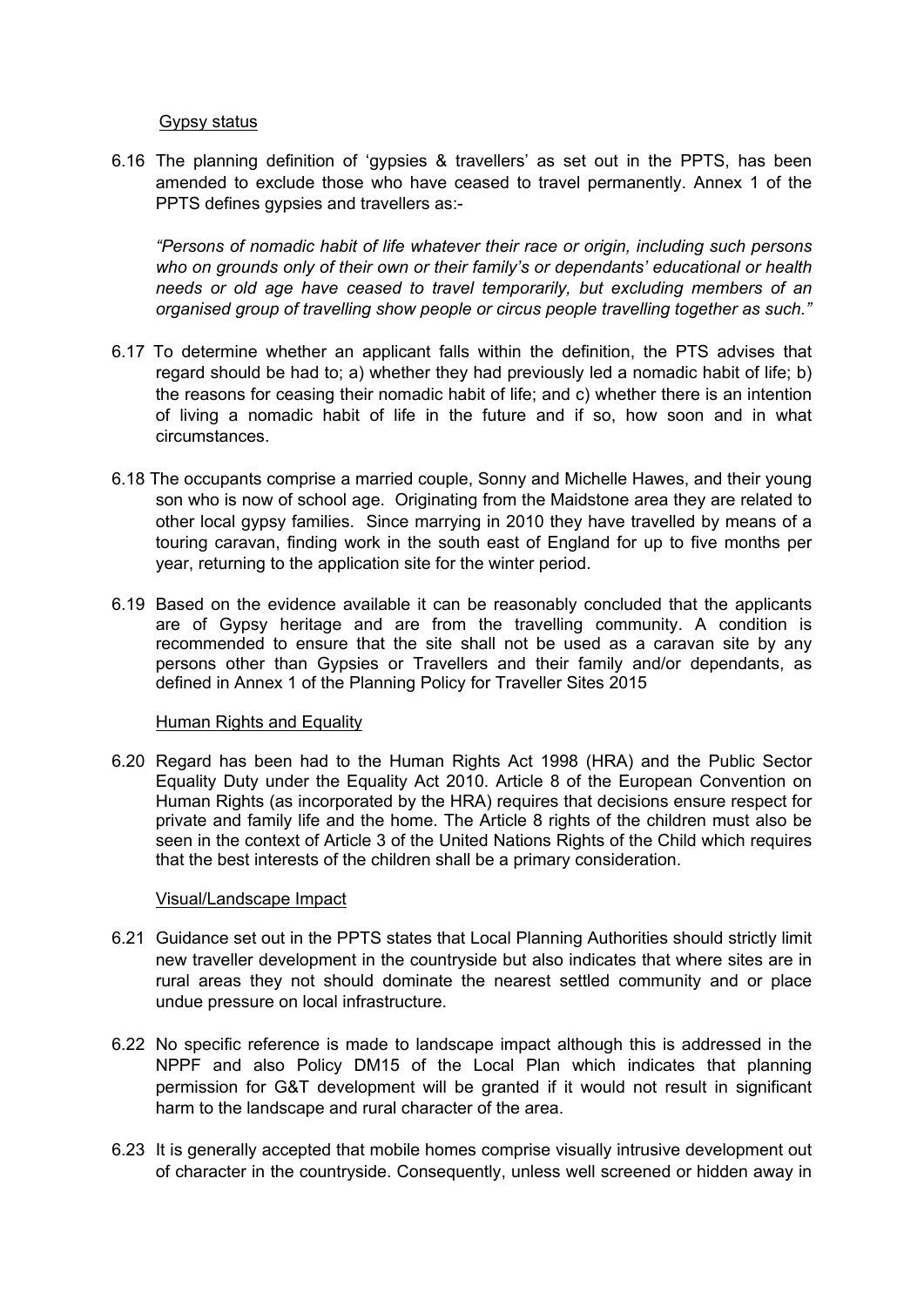<u>Gypsy status</u>

6.16 The planning definition of 'gypsies & travellers' as set out in the PPTS, has been amended to exclude those who have ceased to travel permanently. Annex 1 of the PPTS defines gypsies and travellers as:-

*"Persons of nomadic habit of life whatever their race or origin, including such persons who on grounds only of their own or their family's or dependants' educational or health needs or old age have ceased to travel temporarily, but excluding members of an organised group of travelling show people or circus people travelling together as such."*

6.17 To determine whether an applicant falls within the definition, the PTS advises that regard should be had to; a) whether they had previously led a nomadic habit of life; b) the reasons for ceasing their nomadic habit of life; and c) whether there is an intention of living a nomadic habit of life in the future and if so, how soon and in what circumstances.

6.18 The occupants comprise a married couple, Sonny and Michelle Hawes, and their young son who is now of school age. Originating from the Maidstone area they are related to other local gypsy families. Since marrying in 2010 they have travelled by means of a touring caravan, finding work in the south east of England for up to five months per year, returning to the application site for the winter period.

6.19 Based on the evidence available it can be reasonably concluded that the applicants are of Gypsy heritage and are from the travelling community. A condition is recommended to ensure that the site shall not be used as a caravan site by any persons other than Gypsies or Travellers and their family and/or dependants, as defined in Annex 1 of the Planning Policy for Traveller Sites 2015

<u>Human Rights and Equality</u>

6.20 Regard has been had to the Human Rights Act 1998 (HRA) and the Public Sector Equality Duty under the Equality Act 2010. Article 8 of the European Convention on Human Rights (as incorporated by the HRA) requires that decisions ensure respect for private and family life and the home. The Article 8 rights of the children must also be seen in the context of Article 3 of the United Nations Rights of the Child which requires that the best interests of the children shall be a primary consideration.

<u>Visual/Landscape Impact</u>

6.21 Guidance set out in the PPTS states that Local Planning Authorities should strictly limit new traveller development in the countryside but also indicates that where sites are in rural areas they not should dominate the nearest settled community and or place undue pressure on local infrastructure.

6.22 No specific reference is made to landscape impact although this is addressed in the NPPF and also Policy DM15 of the Local Plan which indicates that planning permission for G&T development will be granted if it would not result in significant harm to the landscape and rural character of the area.

6.23 It is generally accepted that mobile homes comprise visually intrusive development out of character in the countryside. Consequently, unless well screened or hidden away in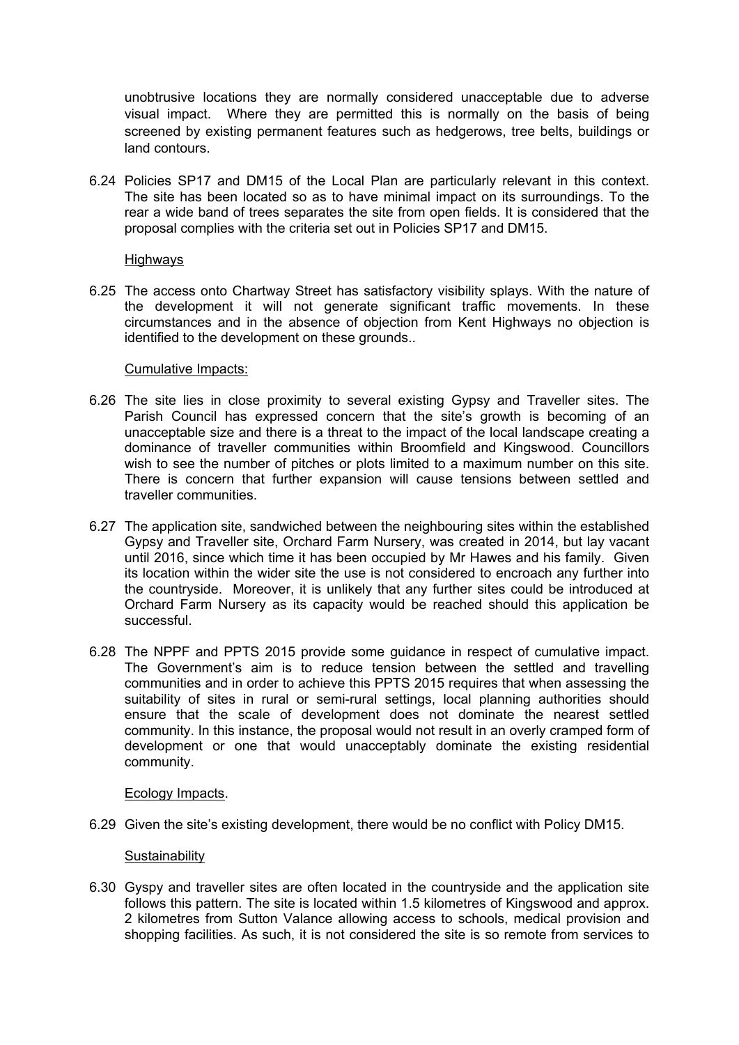unobtrusive locations they are normally considered unacceptable due to adverse visual impact. Where they are permitted this is normally on the basis of being screened by existing permanent features such as hedgerows, tree belts, buildings or land contours.

6.24 Policies SP17 and DM15 of the Local Plan are particularly relevant in this context. The site has been located so as to have minimal impact on its surroundings. To the rear a wide band of trees separates the site from open fields. It is considered that the proposal complies with the criteria set out in Policies SP17 and DM15.

Highways

6.25 The access onto Chartway Street has satisfactory visibility splays. With the nature of the development it will not generate significant traffic movements. In these circumstances and in the absence of objection from Kent Highways no objection is identified to the development on these grounds..

Cumulative Impacts:

6.26 The site lies in close proximity to several existing Gypsy and Traveller sites. The Parish Council has expressed concern that the site's growth is becoming of an unacceptable size and there is a threat to the impact of the local landscape creating a dominance of traveller communities within Broomfield and Kingswood. Councillors wish to see the number of pitches or plots limited to a maximum number on this site. There is concern that further expansion will cause tensions between settled and traveller communities.

6.27 The application site, sandwiched between the neighbouring sites within the established Gypsy and Traveller site, Orchard Farm Nursery, was created in 2014, but lay vacant until 2016, since which time it has been occupied by Mr Hawes and his family. Given its location within the wider site the use is not considered to encroach any further into the countryside. Moreover, it is unlikely that any further sites could be introduced at Orchard Farm Nursery as its capacity would be reached should this application be successful.

6.28 The NPPF and PPTS 2015 provide some guidance in respect of cumulative impact. The Government's aim is to reduce tension between the settled and travelling communities and in order to achieve this PPTS 2015 requires that when assessing the suitability of sites in rural or semi-rural settings, local planning authorities should ensure that the scale of development does not dominate the nearest settled community. In this instance, the proposal would not result in an overly cramped form of development or one that would unacceptably dominate the existing residential community.

Ecology Impacts.

6.29 Given the site's existing development, there would be no conflict with Policy DM15.

Sustainability

6.30 Gyspy and traveller sites are often located in the countryside and the application site follows this pattern. The site is located within 1.5 kilometres of Kingswood and approx. 2 kilometres from Sutton Valance allowing access to schools, medical provision and shopping facilities. As such, it is not considered the site is so remote from services to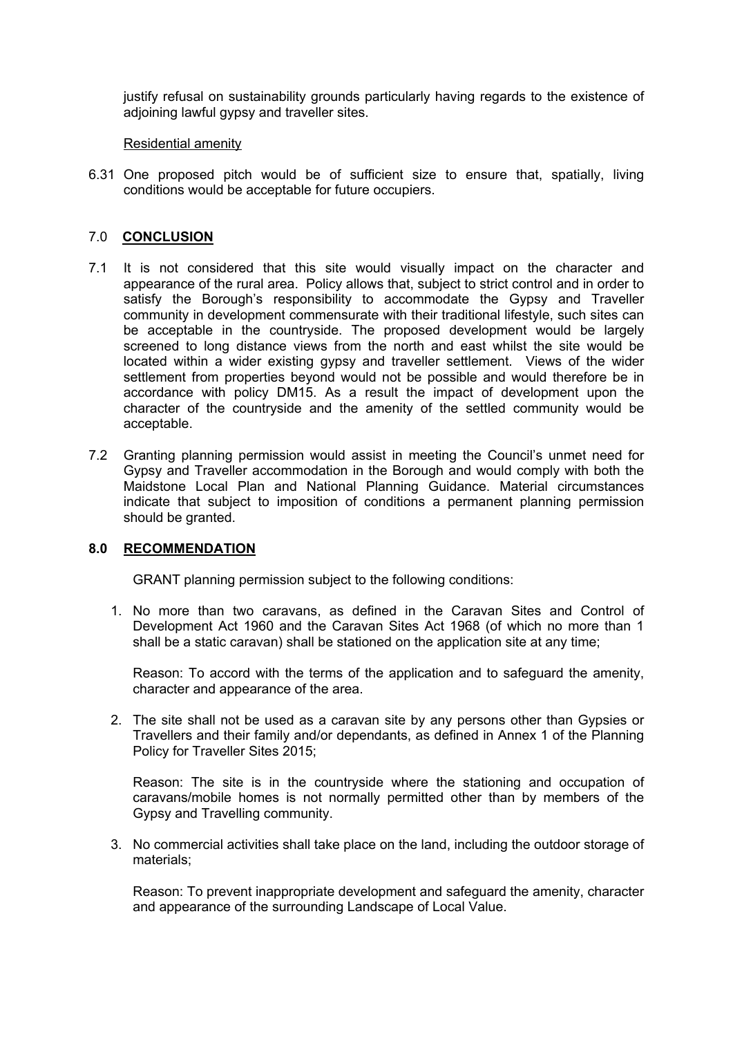justify refusal on sustainability grounds particularly having regards to the existence of adjoining lawful gypsy and traveller sites.

Residential amenity

6.31 One proposed pitch would be of sufficient size to ensure that, spatially, living conditions would be acceptable for future occupiers.

## 7.0 CONCLUSION

7.1 It is not considered that this site would visually impact on the character and appearance of the rural area. Policy allows that, subject to strict control and in order to satisfy the Borough's responsibility to accommodate the Gypsy and Traveller community in development commensurate with their traditional lifestyle, such sites can be acceptable in the countryside. The proposed development would be largely screened to long distance views from the north and east whilst the site would be located within a wider existing gypsy and traveller settlement. Views of the wider settlement from properties beyond would not be possible and would therefore be in accordance with policy DM15. As a result the impact of development upon the character of the countryside and the amenity of the settled community would be acceptable.

7.2 Granting planning permission would assist in meeting the Council's unmet need for Gypsy and Traveller accommodation in the Borough and would comply with both the Maidstone Local Plan and National Planning Guidance. Material circumstances indicate that subject to imposition of conditions a permanent planning permission should be granted.

## 8.0 RECOMMENDATION

GRANT planning permission subject to the following conditions:

1. No more than two caravans, as defined in the Caravan Sites and Control of Development Act 1960 and the Caravan Sites Act 1968 (of which no more than 1 shall be a static caravan) shall be stationed on the application site at any time;

   Reason: To accord with the terms of the application and to safeguard the amenity, character and appearance of the area.

2. The site shall not be used as a caravan site by any persons other than Gypsies or Travellers and their family and/or dependants, as defined in Annex 1 of the Planning Policy for Traveller Sites 2015;

   Reason: The site is in the countryside where the stationing and occupation of caravans/mobile homes is not normally permitted other than by members of the Gypsy and Travelling community.

3. No commercial activities shall take place on the land, including the outdoor storage of materials;

   Reason: To prevent inappropriate development and safeguard the amenity, character and appearance of the surrounding Landscape of Local Value.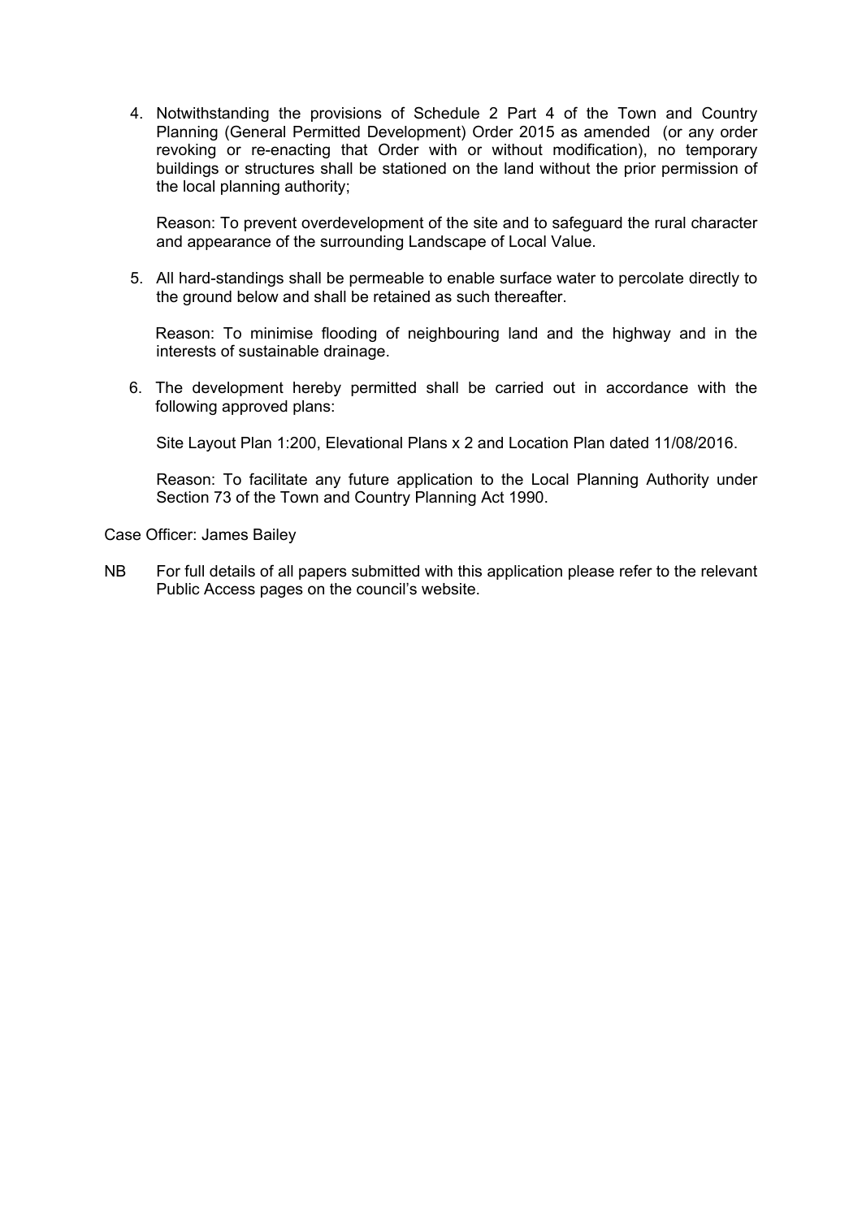4. Notwithstanding the provisions of Schedule 2 Part 4 of the Town and Country Planning (General Permitted Development) Order 2015 as amended (or any order revoking or re-enacting that Order with or without modification), no temporary buildings or structures shall be stationed on the land without the prior permission of the local planning authority;

   Reason: To prevent overdevelopment of the site and to safeguard the rural character and appearance of the surrounding Landscape of Local Value.

5. All hard-standings shall be permeable to enable surface water to percolate directly to the ground below and shall be retained as such thereafter.

   Reason: To minimise flooding of neighbouring land and the highway and in the interests of sustainable drainage.

6. The development hereby permitted shall be carried out in accordance with the following approved plans:

   Site Layout Plan 1:200, Elevational Plans x 2 and Location Plan dated 11/08/2016.

   Reason: To facilitate any future application to the Local Planning Authority under Section 73 of the Town and Country Planning Act 1990.

Case Officer: James Bailey

NB For full details of all papers submitted with this application please refer to the relevant Public Access pages on the council's website.